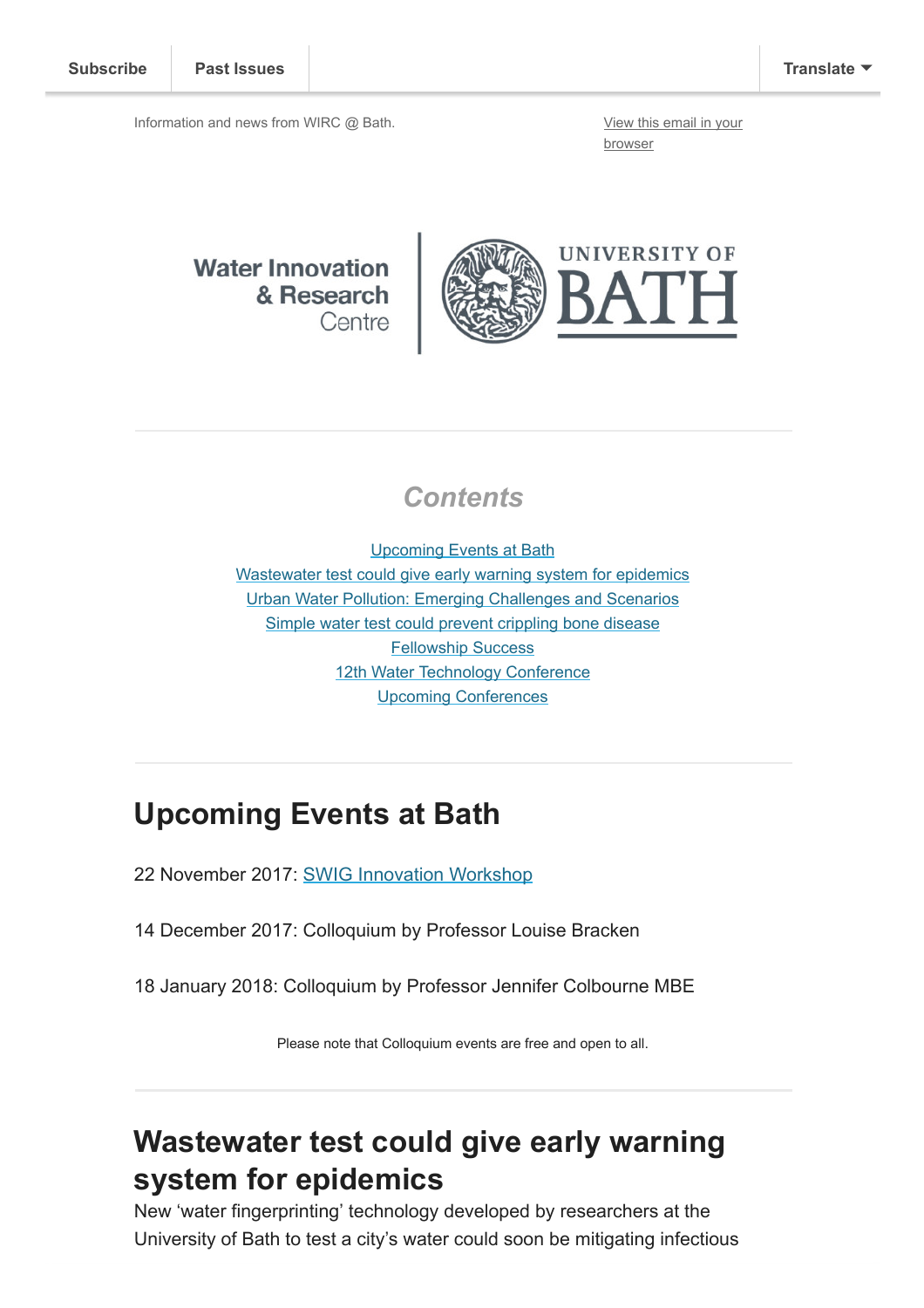Subscribe | Past Issues | Translate

Information and news from WIRC @ Bath.

View this email in your browser

Water Innovation & Research Centre | UNIVERSITY OF BATH

## Contents

Upcoming Events at Bath
Wastewater test could give early warning system for epidemics
Urban Water Pollution: Emerging Challenges and Scenarios
Simple water test could prevent crippling bone disease
Fellowship Success
12th Water Technology Conference
Upcoming Conferences

# Upcoming Events at Bath

22 November 2017: SWIG Innovation Workshop

14 December 2017: Colloquium by Professor Louise Bracken

18 January 2018: Colloquium by Professor Jennifer Colbourne MBE

Please note that Colloquium events are free and open to all.

# Wastewater test could give early warning system for epidemics

New 'water fingerprinting' technology developed by researchers at the University of Bath to test a city's water could soon be mitigating infectious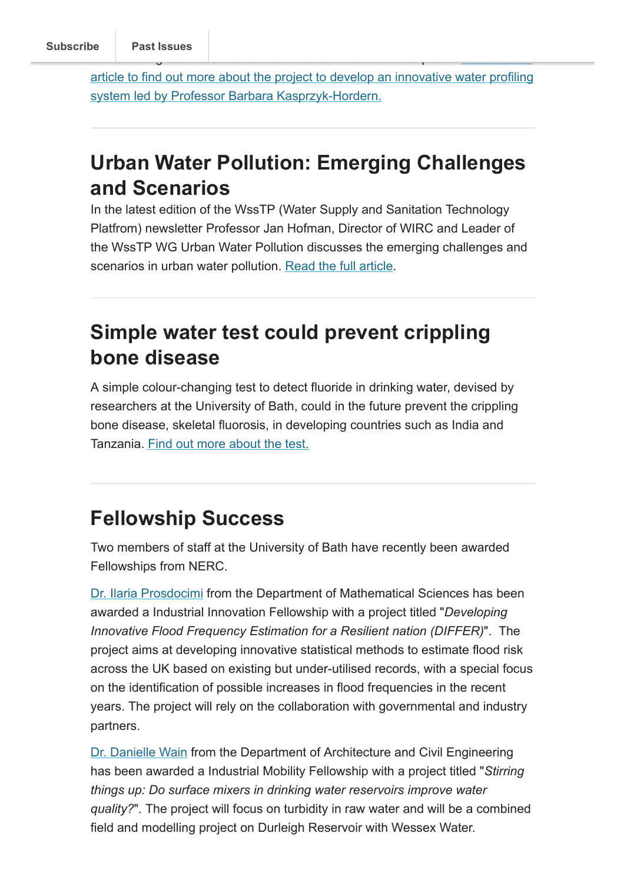article to find out more about the project to develop an innovative water profiling system led by Professor Barbara Kasprzyk-Hordern.

## Urban Water Pollution: Emerging Challenges and Scenarios

In the latest edition of the WssTP (Water Supply and Sanitation Technology Platfrom) newsletter Professor Jan Hofman, Director of WIRC and Leader of the WssTP WG Urban Water Pollution discusses the emerging challenges and scenarios in urban water pollution. Read the full article.

## Simple water test could prevent crippling bone disease

A simple colour-changing test to detect fluoride in drinking water, devised by researchers at the University of Bath, could in the future prevent the crippling bone disease, skeletal fluorosis, in developing countries such as India and Tanzania. Find out more about the test.

## Fellowship Success

Two members of staff at the University of Bath have recently been awarded Fellowships from NERC.

Dr. Ilaria Prosdocimi from the Department of Mathematical Sciences has been awarded a Industrial Innovation Fellowship with a project titled "*Developing Innovative Flood Frequency Estimation for a Resilient nation (DIFFER)*". The project aims at developing innovative statistical methods to estimate flood risk across the UK based on existing but under-utilised records, with a special focus on the identification of possible increases in flood frequencies in the recent years. The project will rely on the collaboration with governmental and industry partners.

Dr. Danielle Wain from the Department of Architecture and Civil Engineering has been awarded a Industrial Mobility Fellowship with a project titled "*Stirring things up: Do surface mixers in drinking water reservoirs improve water quality?*". The project will focus on turbidity in raw water and will be a combined field and modelling project on Durleigh Reservoir with Wessex Water.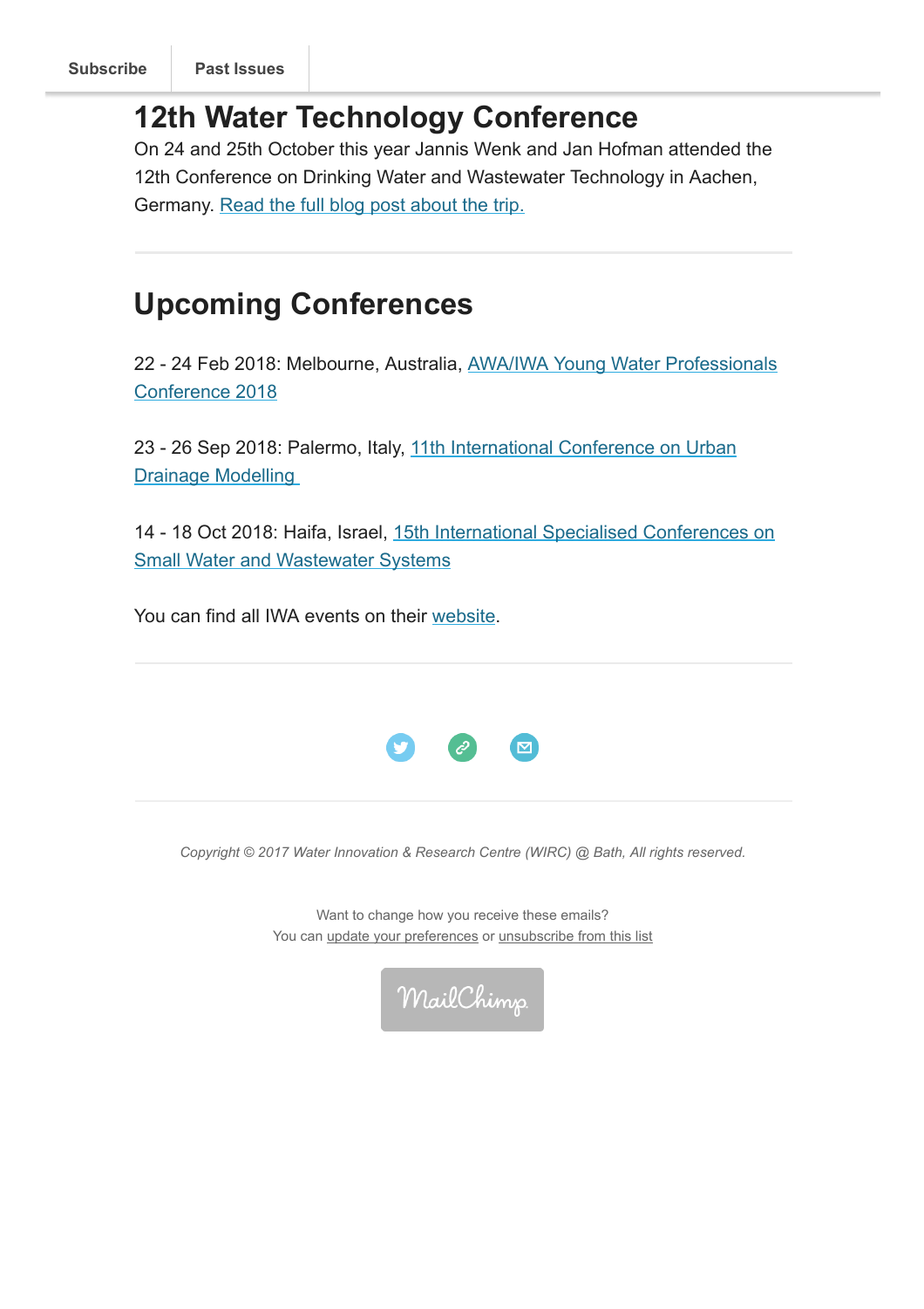Subscribe | Past Issues

# 12th Water Technology Conference

On 24 and 25th October this year Jannis Wenk and Jan Hofman attended the 12th Conference on Drinking Water and Wastewater Technology in Aachen, Germany. Read the full blog post about the trip.

# Upcoming Conferences

22 - 24 Feb 2018: Melbourne, Australia, AWA/IWA Young Water Professionals Conference 2018

23 - 26 Sep 2018: Palermo, Italy, 11th International Conference on Urban Drainage Modelling

14 - 18 Oct 2018: Haifa, Israel, 15th International Specialised Conferences on Small Water and Wastewater Systems

You can find all IWA events on their website.

*Copyright © 2017 Water Innovation & Research Centre (WIRC) @ Bath, All rights reserved.*

Want to change how you receive these emails?
You can update your preferences or unsubscribe from this list

MailChimp